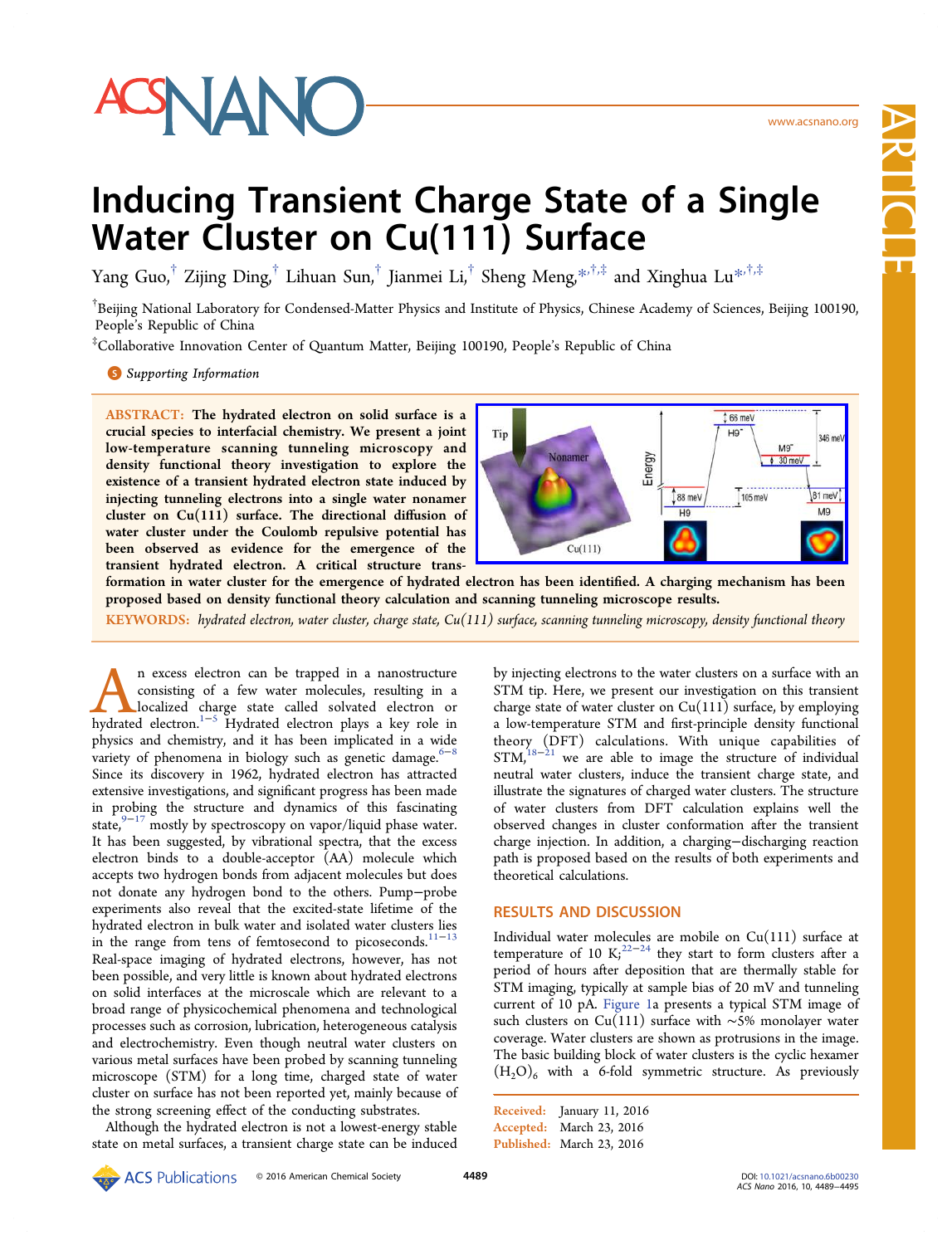# Inducing Transient Charge State of a Single Water Cluster on Cu(111) Surface

Yang Guo,[†] Zijing Ding,[†] Lihuan Sun,[†] Jianmei Li,[†] Sheng Meng,[*,†,‡] and Xinghua Lu[*,†,‡]

[†]Beijing National Laboratory for Condensed-Matter Physics and Institute of Physics, Chinese Academy of Sciences, Beijing 100190, People's Republic of China

[‡]Collaborative Innovation Center of Quantum Matter, Beijing 100190, People's Republic of China

Supporting Information

**ABSTRACT: The hydrated electron on solid surface is a crucial species to interfacial chemistry. We present a joint low-temperature scanning tunneling microscopy and density functional theory investigation to explore the existence of a transient hydrated electron state induced by injecting tunneling electrons into a single water nonamer cluster on Cu(111) surface. The directional diffusion of water cluster under the Coulomb repulsive potential has been observed as evidence for the emergence of the transient hydrated electron. A critical structure transformation in water cluster for the emergence of hydrated electron has been identified. A charging mechanism has been proposed based on density functional theory calculation and scanning tunneling microscope results.**

KEYWORDS: *hydrated electron, water cluster, charge state, Cu(111) surface, scanning tunneling microscopy, density functional theory*

An excess electron can be trapped in a nanostructure consisting of a few water molecules, resulting in a localized charge state called solvated electron or hydrated electron.[1−5] Hydrated electron plays a key role in physics and chemistry, and it has been implicated in a wide variety of phenomena in biology such as genetic damage.[6−8] Since its discovery in 1962, hydrated electron has attracted extensive investigations, and significant progress has been made in probing the structure and dynamics of this fascinating state,[9−17] mostly by spectroscopy on vapor/liquid phase water. It has been suggested, by vibrational spectra, that the excess electron binds to a double-acceptor (AA) molecule which accepts two hydrogen bonds from adjacent molecules but does not donate any hydrogen bond to the others. Pump−probe experiments also reveal that the excited-state lifetime of the hydrated electron in bulk water and isolated water clusters lies in the range from tens of femtosecond to picoseconds.[11−13] Real-space imaging of hydrated electrons, however, has not been possible, and very little is known about hydrated electrons on solid interfaces at the microscale which are relevant to a broad range of physicochemical phenomena and technological processes such as corrosion, lubrication, heterogeneous catalysis and electrochemistry. Even though neutral water clusters on various metal surfaces have been probed by scanning tunneling microscope (STM) for a long time, charged state of water cluster on surface has not been reported yet, mainly because of the strong screening effect of the conducting substrates.

Although the hydrated electron is not a lowest-energy stable state on metal surfaces, a transient charge state can be induced by injecting electrons to the water clusters on a surface with an STM tip. Here, we present our investigation on this transient charge state of water cluster on Cu(111) surface, by employing a low-temperature STM and first-principle density functional theory (DFT) calculations. With unique capabilities of STM,[18−21] we are able to image the structure of individual neutral water clusters, induce the transient charge state, and illustrate the signatures of charged water clusters. The structure of water clusters from DFT calculation explains well the observed changes in cluster conformation after the transient charge injection. In addition, a charging−discharging reaction path is proposed based on the results of both experiments and theoretical calculations.

## RESULTS AND DISCUSSION

Individual water molecules are mobile on Cu(111) surface at temperature of 10 K;[22−24] they start to form clusters after a period of hours after deposition that are thermally stable for STM imaging, typically at sample bias of 20 mV and tunneling current of 10 pA. Figure 1a presents a typical STM image of such clusters on Cu(111) surface with ~5% monolayer water coverage. Water clusters are shown as protrusions in the image. The basic building block of water clusters is the cyclic hexamer $(H_2O)_6$ with a 6-fold symmetric structure. As previously

Received: January 11, 2016
Accepted: March 23, 2016
Published: March 23, 2016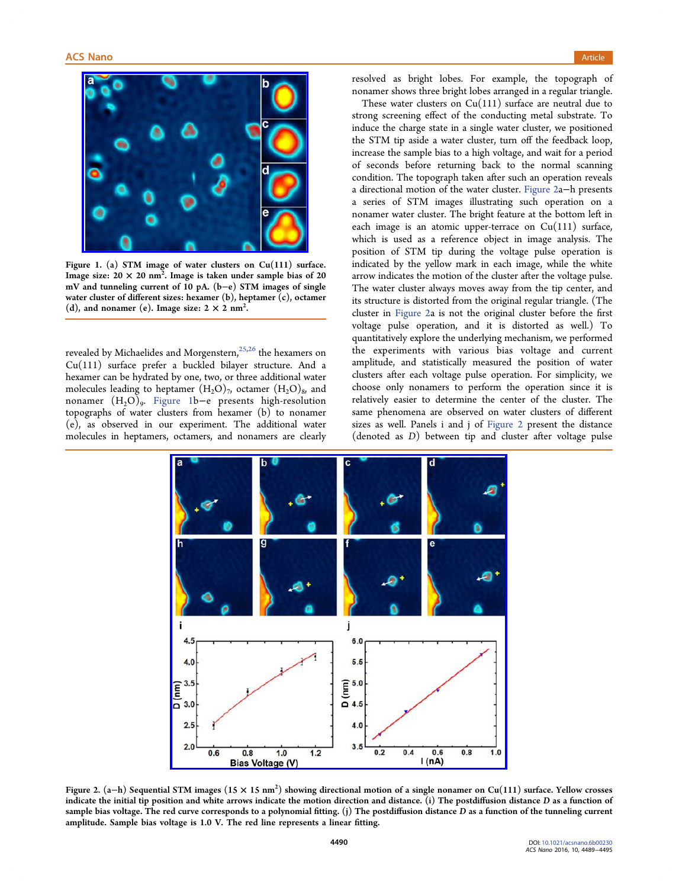Figure 1. (a) STM image of water clusters on Cu(111) surface. Image size: 20 × 20 nm$^2$. Image is taken under sample bias of 20 mV and tunneling current of 10 pA. (b−e) STM images of single water cluster of different sizes: hexamer (b), heptamer (c), octamer (d), and nonamer (e). Image size: 2 × 2 nm$^2$.

revealed by Michaelides and Morgenstern,[25,26] the hexamers on Cu(111) surface prefer a buckled bilayer structure. And a hexamer can be hydrated by one, two, or three additional water molecules leading to heptamer $(H_2O)_7$, octamer $(H_2O)_8$, and nonamer $(H_2O)_9$. Figure 1b−e presents high-resolution topographs of water clusters from hexamer (b) to nonamer (e), as observed in our experiment. The additional water molecules in heptamers, octamers, and nonamers are clearly resolved as bright lobes. For example, the topograph of nonamer shows three bright lobes arranged in a regular triangle.

These water clusters on Cu(111) surface are neutral due to strong screening effect of the conducting metal substrate. To induce the charge state in a single water cluster, we positioned the STM tip aside a water cluster, turn off the feedback loop, increase the sample bias to a high voltage, and wait for a period of seconds before returning back to the normal scanning condition. The topograph taken after such an operation reveals a directional motion of the water cluster. Figure 2a−h presents a series of STM images illustrating such operation on a nonamer water cluster. The bright feature at the bottom left in each image is an atomic upper-terrace on Cu(111) surface, which is used as a reference object in image analysis. The position of STM tip during the voltage pulse operation is indicated by the yellow mark in each image, while the white arrow indicates the motion of the cluster after the voltage pulse. The water cluster always moves away from the tip center, and its structure is distorted from the original regular triangle. (The cluster in Figure 2a is not the original cluster before the first voltage pulse operation, and it is distorted as well.) To quantitatively explore the underlying mechanism, we performed the experiments with various bias voltage and current amplitude, and statistically measured the position of water clusters after each voltage pulse operation. For simplicity, we choose only nonamers to perform the operation since it is relatively easier to determine the center of the cluster. The same phenomena are observed on water clusters of different sizes as well. Panels i and j of Figure 2 present the distance (denoted as $D$) between tip and cluster after voltage pulse

Figure 2. (a−h) Sequential STM images (15 × 15 nm$^2$) showing directional motion of a single nonamer on Cu(111) surface. Yellow crosses indicate the initial tip position and white arrows indicate the motion direction and distance. (i) The postdiffusion distance $D$ as a function of sample bias voltage. The red curve corresponds to a polynomial fitting. (j) The postdiffusion distance $D$ as a function of the tunneling current amplitude. Sample bias voltage is 1.0 V. The red line represents a linear fitting.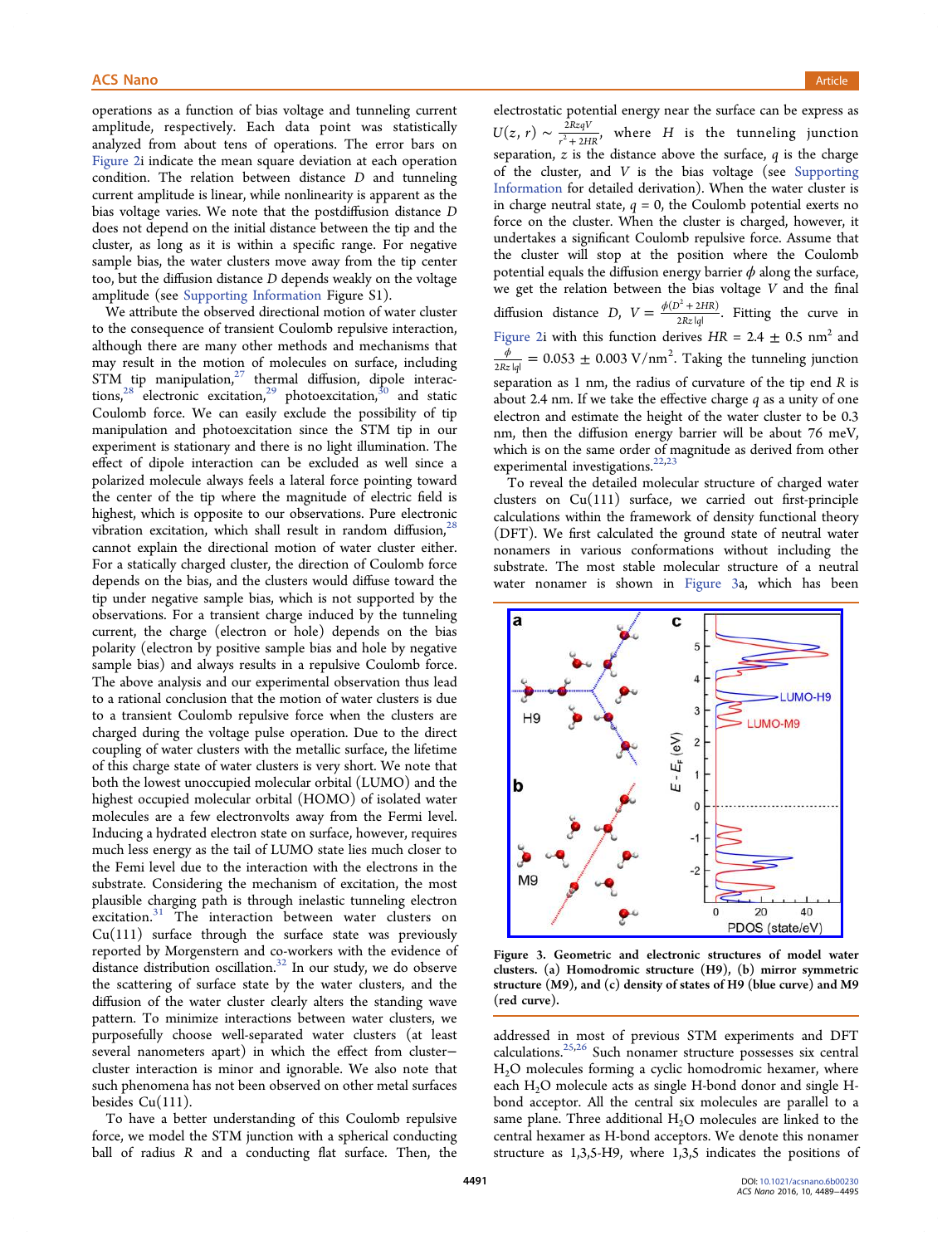operations as a function of bias voltage and tunneling current amplitude, respectively. Each data point was statistically analyzed from about tens of operations. The error bars on Figure 2i indicate the mean square deviation at each operation condition. The relation between distance $D$ and tunneling current amplitude is linear, while nonlinearity is apparent as the bias voltage varies. We note that the postdiffusion distance $D$ does not depend on the initial distance between the tip and the cluster, as long as it is within a specific range. For negative sample bias, the water clusters move away from the tip center too, but the diffusion distance $D$ depends weakly on the voltage amplitude (see Supporting Information Figure S1).

We attribute the observed directional motion of water cluster to the consequence of transient Coulomb repulsive interaction, although there are many other methods and mechanisms that may result in the motion of molecules on surface, including STM tip manipulation,[27] thermal diffusion, dipole interactions,[28] electronic excitation,[29] photoexcitation,[30] and static Coulomb force. We can easily exclude the possibility of tip manipulation and photoexcitation since the STM tip in our experiment is stationary and there is no light illumination. The effect of dipole interaction can be excluded as well since a polarized molecule always feels a lateral force pointing toward the center of the tip where the magnitude of electric field is highest, which is opposite to our observations. Pure electronic vibration excitation, which shall result in random diffusion,[28] cannot explain the directional motion of water cluster either. For a statically charged cluster, the direction of Coulomb force depends on the bias, and the clusters would diffuse toward the tip under negative sample bias, which is not supported by the observations. For a transient charge induced by the tunneling current, the charge (electron or hole) depends on the bias polarity (electron by positive sample bias and hole by negative sample bias) and always results in a repulsive Coulomb force. The above analysis and our experimental observation thus lead to a rational conclusion that the motion of water clusters is due to a transient Coulomb repulsive force when the clusters are charged during the voltage pulse operation. Due to the direct coupling of water clusters with the metallic surface, the lifetime of this charge state of water clusters is very short. We note that both the lowest unoccupied molecular orbital (LUMO) and the highest occupied molecular orbital (HOMO) of isolated water molecules are a few electronvolts away from the Fermi level. Inducing a hydrated electron state on surface, however, requires much less energy as the tail of LUMO state lies much closer to the Femi level due to the interaction with the electrons in the substrate. Considering the mechanism of excitation, the most plausible charging path is through inelastic tunneling electron excitation.[31] The interaction between water clusters on Cu(111) surface through the surface state was previously reported by Morgenstern and co-workers with the evidence of distance distribution oscillation.[32] In our study, we do observe the scattering of surface state by the water clusters, and the diffusion of the water cluster clearly alters the standing wave pattern. To minimize interactions between water clusters, we purposefully choose well-separated water clusters (at least several nanometers apart) in which the effect from cluster–cluster interaction is minor and ignorable. We also note that such phenomena has not been observed on other metal surfaces besides Cu(111).

To have a better understanding of this Coulomb repulsive force, we model the STM junction with a spherical conducting ball of radius $R$ and a conducting flat surface. Then, the electrostatic potential energy near the surface can be express as $U(z, r) \sim \frac{2RzqV}{r^2 + 2HR}$, where $H$ is the tunneling junction separation, $z$ is the distance above the surface, $q$ is the charge of the cluster, and $V$ is the bias voltage (see Supporting Information for detailed derivation). When the water cluster is in charge neutral state, $q = 0$, the Coulomb potential exerts no force on the cluster. When the cluster is charged, however, it undertakes a significant Coulomb repulsive force. Assume that the cluster will stop at the position where the Coulomb potential equals the diffusion energy barrier $\phi$ along the surface, we get the relation between the bias voltage $V$ and the final diffusion distance $D$, $V = \frac{\phi(D^2 + 2HR)}{2Rz|q|}$. Fitting the curve in Figure 2i with this function derives $HR = 2.4 \pm 0.5$ nm$^2$ and $\frac{\phi}{2Rz|q|} = 0.053 \pm 0.003$ V/nm$^2$. Taking the tunneling junction separation as 1 nm, the radius of curvature of the tip end $R$ is about 2.4 nm. If we take the effective charge $q$ as a unity of one electron and estimate the height of the water cluster to be 0.3 nm, then the diffusion energy barrier will be about 76 meV, which is on the same order of magnitude as derived from other experimental investigations.[22,23]

To reveal the detailed molecular structure of charged water clusters on Cu(111) surface, we carried out first-principle calculations within the framework of density functional theory (DFT). We first calculated the ground state of neutral water nonamers in various conformations without including the substrate. The most stable molecular structure of a neutral water nonamer is shown in Figure 3a, which has been addressed in most of previous STM experiments and DFT calculations.[25,26] Such nonamer structure possesses six central $H_2O$ molecules forming a cyclic homodromic hexamer, where each $H_2O$ molecule acts as single H-bond donor and single H-bond acceptor. All the central six molecules are parallel to a same plane. Three additional $H_2O$ molecules are linked to the central hexamer as H-bond acceptors. We denote this nonamer structure as 1,3,5-H9, where 1,3,5 indicates the positions of

**Figure 3. Geometric and electronic structures of model water clusters. (a) Homodromic structure (H9), (b) mirror symmetric structure (M9), and (c) density of states of H9 (blue curve) and M9 (red curve).**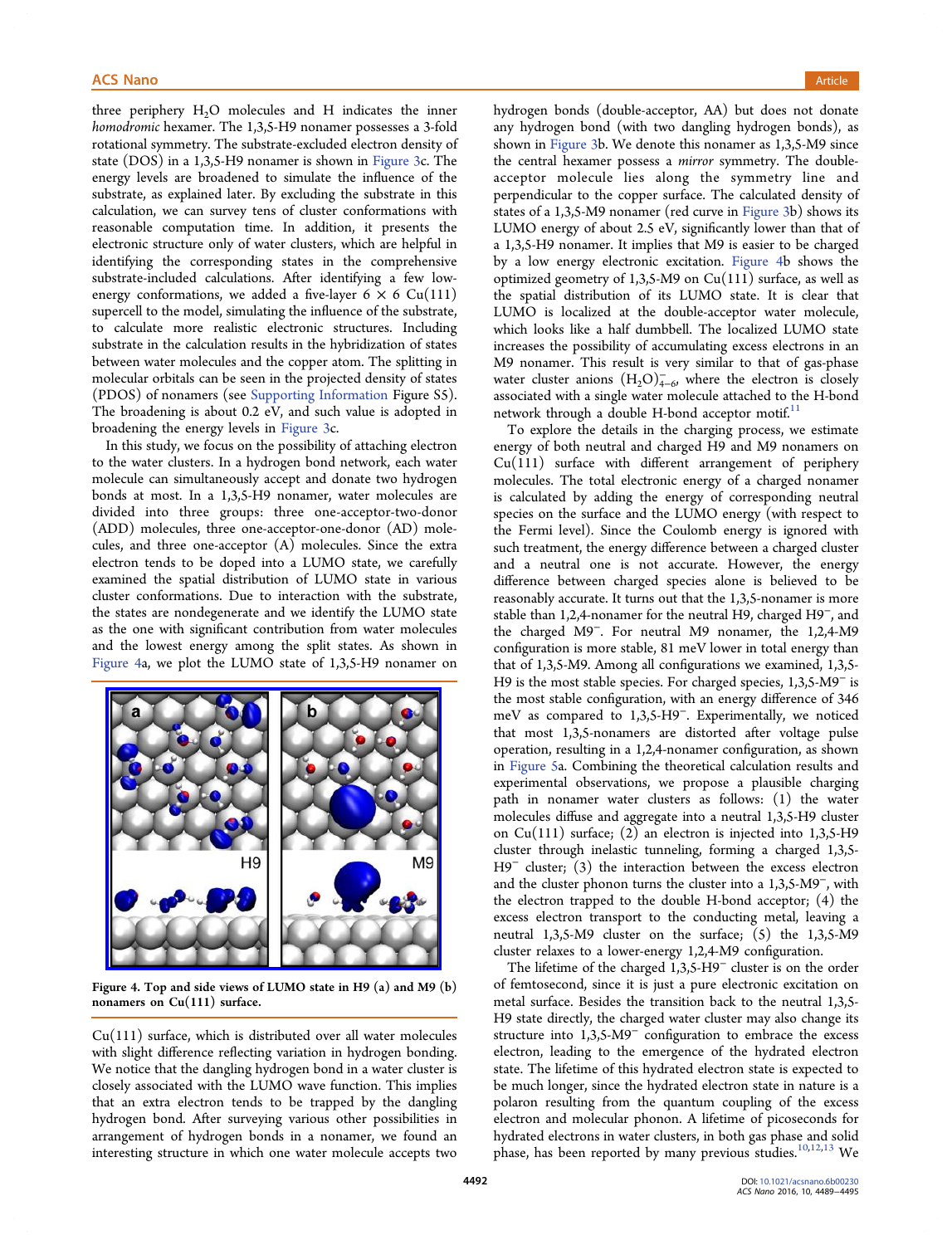three periphery $H_2O$ molecules and H indicates the inner *homodromic* hexamer. The 1,3,5-H9 nonamer possesses a 3-fold rotational symmetry. The substrate-excluded electron density of state (DOS) in a 1,3,5-H9 nonamer is shown in Figure 3c. The energy levels are broadened to simulate the influence of the substrate, as explained later. By excluding the substrate in this calculation, we can survey tens of cluster conformations with reasonable computation time. In addition, it presents the electronic structure only of water clusters, which are helpful in identifying the corresponding states in the comprehensive substrate-included calculations. After identifying a few low-energy conformations, we added a five-layer 6 × 6 Cu(111) supercell to the model, simulating the influence of the substrate, to calculate more realistic electronic structures. Including substrate in the calculation results in the hybridization of states between water molecules and the copper atom. The splitting in molecular orbitals can be seen in the projected density of states (PDOS) of nonamers (see Supporting Information Figure S5). The broadening is about 0.2 eV, and such value is adopted in broadening the energy levels in Figure 3c.

In this study, we focus on the possibility of attaching electron to the water clusters. In a hydrogen bond network, each water molecule can simultaneously accept and donate two hydrogen bonds at most. In a 1,3,5-H9 nonamer, water molecules are divided into three groups: three one-acceptor-two-donor (ADD) molecules, three one-acceptor-one-donor (AD) molecules, and three one-acceptor (A) molecules. Since the extra electron tends to be doped into a LUMO state, we carefully examined the spatial distribution of LUMO state in various cluster conformations. Due to interaction with the substrate, the states are nondegenerate and we identify the LUMO state as the one with significant contribution from water molecules and the lowest energy among the split states. As shown in Figure 4a, we plot the LUMO state of 1,3,5-H9 nonamer on Cu(111) surface, which is distributed over all water molecules with slight difference reflecting variation in hydrogen bonding. We notice that the dangling hydrogen bond in a water cluster is closely associated with the LUMO wave function. This implies that an extra electron tends to be trapped by the dangling hydrogen bond. After surveying various other possibilities in arrangement of hydrogen bonds in a nonamer, we found an interesting structure in which one water molecule accepts two hydrogen bonds (double-acceptor, AA) but does not donate any hydrogen bond (with two dangling hydrogen bonds), as shown in Figure 3b. We denote this nonamer as 1,3,5-M9 since the central hexamer possess a *mirror* symmetry. The double-acceptor molecule lies along the symmetry line and perpendicular to the copper surface. The calculated density of states of a 1,3,5-M9 nonamer (red curve in Figure 3b) shows its LUMO energy of about 2.5 eV, significantly lower than that of a 1,3,5-H9 nonamer. It implies that M9 is easier to be charged by a low energy electronic excitation. Figure 4b shows the optimized geometry of 1,3,5-M9 on Cu(111) surface, as well as the spatial distribution of its LUMO state. It is clear that LUMO is localized at the double-acceptor water molecule, which looks like a half dumbbell. The localized LUMO state increases the possibility of accumulating excess electrons in an M9 nonamer. This result is very similar to that of gas-phase water cluster anions $(H_2O)^-_{4-6}$, where the electron is closely associated with a single water molecule attached to the H-bond network through a double H-bond acceptor motif.[11]

Figure 4. Top and side views of LUMO state in H9 (a) and M9 (b) nonamers on Cu(111) surface.

To explore the details in the charging process, we estimate energy of both neutral and charged H9 and M9 nonamers on Cu(111) surface with different arrangement of periphery molecules. The total electronic energy of a charged nonamer is calculated by adding the energy of corresponding neutral species on the surface and the LUMO energy (with respect to the Fermi level). Since the Coulomb energy is ignored with such treatment, the energy difference between a charged cluster and a neutral one is not accurate. However, the energy difference between charged species alone is believed to be reasonably accurate. It turns out that the 1,3,5-nonamer is more stable than 1,2,4-nonamer for the neutral H9, charged $H9^-$, and the charged $M9^-$. For neutral M9 nonamer, the 1,2,4-M9 configuration is more stable, 81 meV lower in total energy than that of 1,3,5-M9. Among all configurations we examined, 1,3,5-H9 is the most stable species. For charged species, 1,3,5-$M9^-$ is the most stable configuration, with an energy difference of 346 meV as compared to 1,3,5-$H9^-$. Experimentally, we noticed that most 1,3,5-nonamers are distorted after voltage pulse operation, resulting in a 1,2,4-nonamer configuration, as shown in Figure 5a. Combining the theoretical calculation results and experimental observations, we propose a plausible charging path in nonamer water clusters as follows: (1) the water molecules diffuse and aggregate into a neutral 1,3,5-H9 cluster on Cu(111) surface; (2) an electron is injected into 1,3,5-H9 cluster through inelastic tunneling, forming a charged 1,3,5-$H9^-$ cluster; (3) the interaction between the excess electron and the cluster phonon turns the cluster into a 1,3,5-$M9^-$, with the electron trapped to the double H-bond acceptor; (4) the excess electron transport to the conducting metal, leaving a neutral 1,3,5-M9 cluster on the surface; (5) the 1,3,5-M9 cluster relaxes to a lower-energy 1,2,4-M9 configuration.

The lifetime of the charged 1,3,5-$H9^-$ cluster is on the order of femtosecond, since it is just a pure electronic excitation on metal surface. Besides the transition back to the neutral 1,3,5-H9 state directly, the charged water cluster may also change its structure into 1,3,5-$M9^-$ configuration to embrace the excess electron, leading to the emergence of the hydrated electron state. The lifetime of this hydrated electron state is expected to be much longer, since the hydrated electron state in nature is a polaron resulting from the quantum coupling of the excess electron and molecular phonon. A lifetime of picoseconds for hydrated electrons in water clusters, in both gas phase and solid phase, has been reported by many previous studies.[10,12,13] We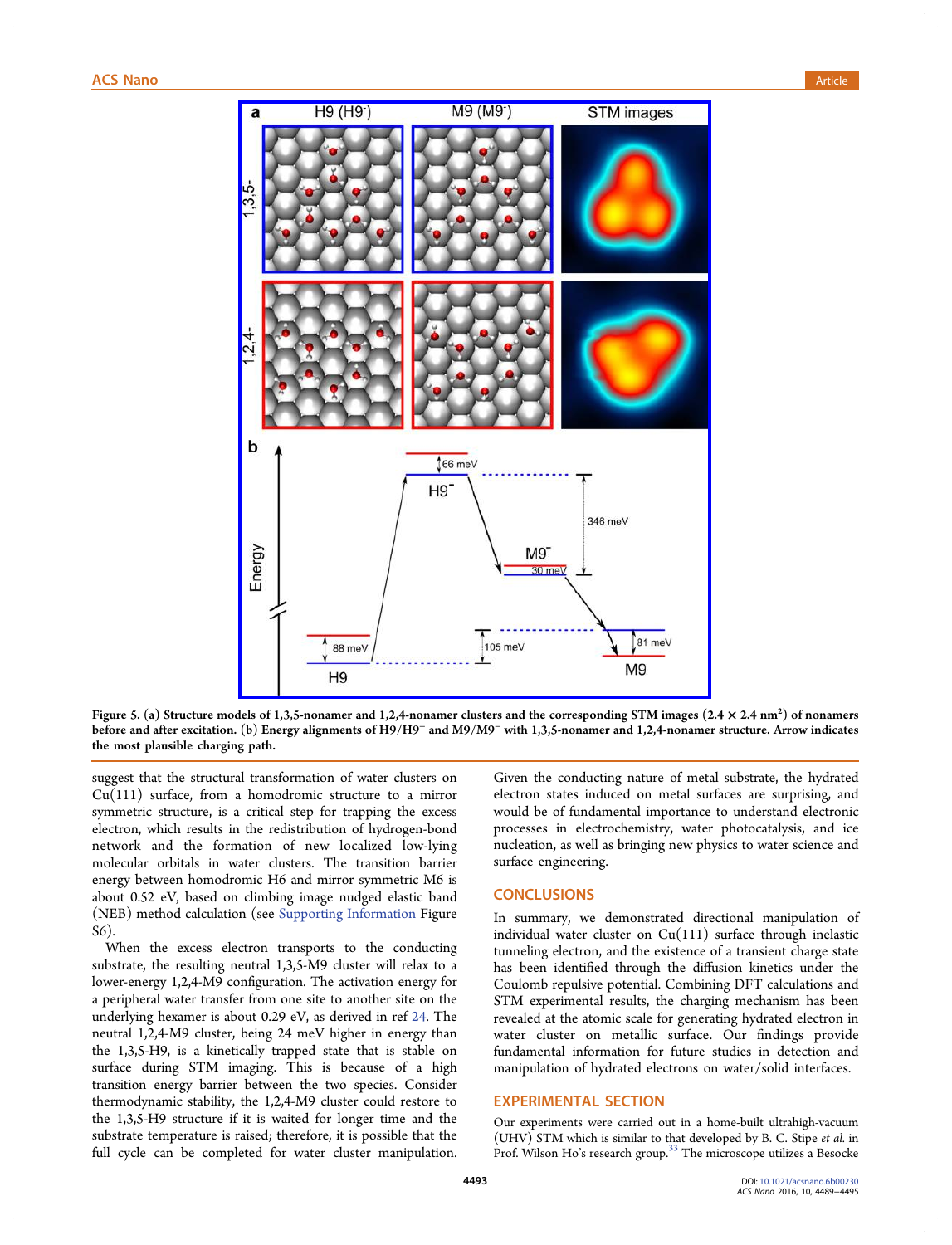Figure 5. (a) Structure models of 1,3,5-nonamer and 1,2,4-nonamer clusters and the corresponding STM images ($2.4 \times 2.4$ nm$^2$) of nonamers before and after excitation. (b) Energy alignments of H9/H9$^-$ and M9/M9$^-$ with 1,3,5-nonamer and 1,2,4-nonamer structure. Arrow indicates the most plausible charging path.

suggest that the structural transformation of water clusters on Cu(111) surface, from a homodromic structure to a mirror symmetric structure, is a critical step for trapping the excess electron, which results in the redistribution of hydrogen-bond network and the formation of new localized low-lying molecular orbitals in water clusters. The transition barrier energy between homodromic H6 and mirror symmetric M6 is about 0.52 eV, based on climbing image nudged elastic band (NEB) method calculation (see Supporting Information Figure S6).

When the excess electron transports to the conducting substrate, the resulting neutral 1,3,5-M9 cluster will relax to a lower-energy 1,2,4-M9 configuration. The activation energy for a peripheral water transfer from one site to another site on the underlying hexamer is about 0.29 eV, as derived in ref 24. The neutral 1,2,4-M9 cluster, being 24 meV higher in energy than the 1,3,5-H9, is a kinetically trapped state that is stable on surface during STM imaging. This is because of a high transition energy barrier between the two species. Consider thermodynamic stability, the 1,2,4-M9 cluster could restore to the 1,3,5-H9 structure if it is waited for longer time and the substrate temperature is raised; therefore, it is possible that the full cycle can be completed for water cluster manipulation. Given the conducting nature of metal substrate, the hydrated electron states induced on metal surfaces are surprising, and would be of fundamental importance to understand electronic processes in electrochemistry, water photocatalysis, and ice nucleation, as well as bringing new physics to water science and surface engineering.

## CONCLUSIONS

In summary, we demonstrated directional manipulation of individual water cluster on Cu(111) surface through inelastic tunneling electron, and the existence of a transient charge state has been identified through the diffusion kinetics under the Coulomb repulsive potential. Combining DFT calculations and STM experimental results, the charging mechanism has been revealed at the atomic scale for generating hydrated electron in water cluster on metallic surface. Our findings provide fundamental information for future studies in detection and manipulation of hydrated electrons on water/solid interfaces.

## EXPERIMENTAL SECTION

Our experiments were carried out in a home-built ultrahigh-vacuum (UHV) STM which is similar to that developed by B. C. Stipe *et al.* in Prof. Wilson Ho's research group.[33] The microscope utilizes a Besocke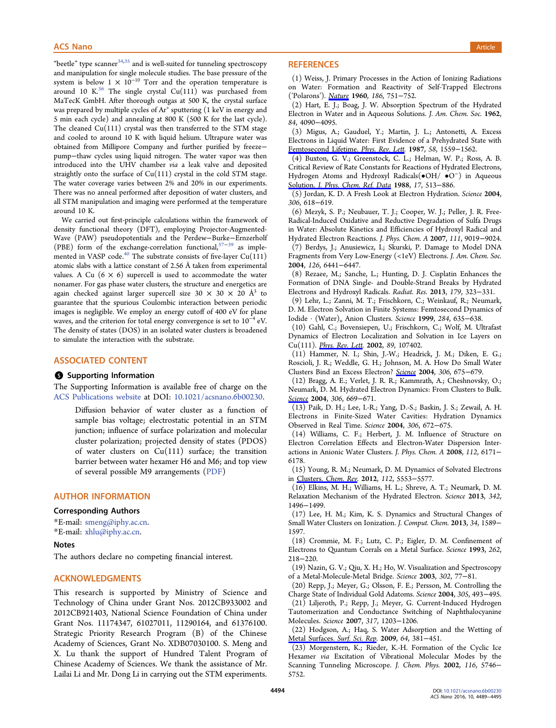"beetle" type scanner[34,35] and is well-suited for tunneling spectroscopy and manipulation for single molecule studies. The base pressure of the system is below $1 \times 10^{-10}$ Torr and the operation temperature is around 10 K.[36] The single crystal Cu(111) was purchased from MaTecK GmbH. After thorough outgas at 500 K, the crystal surface was prepared by multiple cycles of $Ar^+$ sputtering (1 keV in energy and 5 min each cycle) and annealing at 800 K (500 K for the last cycle). The cleaned Cu(111) crystal was then transferred to the STM stage and cooled to around 10 K with liquid helium. Ultrapure water was obtained from Millipore Company and further purified by freeze−pump−thaw cycles using liquid nitrogen. The water vapor was then introduced into the UHV chamber *via* a leak valve and deposited straightly onto the surface of Cu(111) crystal in the cold STM stage. The water coverage varies between 2% and 20% in our experiments. There was no anneal performed after deposition of water clusters, and all STM manipulation and imaging were performed at the temperature around 10 K.

We carried out first-principle calculations within the framework of density functional theory (DFT), employing Projector-Augmented-Wave (PAW) pseudopotentials and the Perdew−Burke−Ernzerhof (PBE) form of the exchange-correlation functional,[37−39] as implemented in VASP code.[40] The substrate consists of five-layer Cu(111) atomic slabs with a lattice constant of 2.56 Å taken from experimental values. A Cu (6 × 6) supercell is used to accommodate the water nonamer. For gas phase water clusters, the structure and energetics are again checked against larger supercell size 30 × 30 × 20 $Å^3$ to guarantee that the spurious Coulombic interaction between periodic images is negligible. We employ an energy cutoff of 400 eV for plane waves, and the criterion for total energy convergence is set to $10^{-4}$ eV. The density of states (DOS) in an isolated water clusters is broadened to simulate the interaction with the substrate.

## ASSOCIATED CONTENT

### Supporting Information

The Supporting Information is available free of charge on the ACS Publications website at DOI: 10.1021/acsnano.6b00230.

> Diffusion behavior of water cluster as a function of sample bias voltage; electrostatic potential in an STM junction; influence of surface polarization and molecular cluster polarization; projected density of states (PDOS) of water clusters on Cu(111) surface; the transition barrier between water hexamer H6 and M6; and top view of several possible M9 arrangements (PDF)

## AUTHOR INFORMATION

### Corresponding Authors

*E-mail: smeng@iphy.ac.cn.
*E-mail: xhlu@iphy.ac.cn.

### Notes

The authors declare no competing financial interest.

## ACKNOWLEDGMENTS

This research is supported by Ministry of Science and Technology of China under Grant Nos. 2012CB933002 and 2012CB921403, National Science Foundation of China under Grant Nos. 11174347, 61027011, 11290164, and 61376100. Strategic Priority Research Program (B) of the Chinese Academy of Sciences, Grant No. XDB07030100. S. Meng and X. Lu thank the support of Hundred Talent Program of Chinese Academy of Sciences. We thank the assistance of Mr. Lailai Li and Mr. Dong Li in carrying out the STM experiments.

## REFERENCES

(1) Weiss, J. Primary Processes in the Action of Ionizing Radiations on Water: Formation and Reactivity of Self-Trapped Electrons ('Polarons'). *Nature* **1960**, *186*, 751−752.

(2) Hart, E. J.; Boag, J. W. Absorption Spectrum of the Hydrated Electron in Water and in Aqueous Solutions. *J. Am. Chem. Soc.* **1962**, *84*, 4090−4095.

(3) Migus, A.; Gauduel, Y.; Martin, J. L.; Antonetti, A. Excess Electrons in Liquid Water: First Evidence of a Prehydrated State with Femtosecond Lifetime. *Phys. Rev. Lett.* **1987**, *58*, 1559−1562.

(4) Buxton, G. V.; Greenstock, C. L.; Helman, W. P.; Ross, A. B. Critical Review of Rate Constants for Reactions of Hydrated Electrons, Hydrogen Atoms and Hydroxyl Radicals(•OH/ •$O^-$) in Aqueous Solution. *J. Phys. Chem. Ref. Data* **1988**, *17*, 513−886.

(5) Jordan, K. D. A Fresh Look at Electron Hydration. *Science* **2004**, *306*, 618−619.

(6) Mezyk, S. P.; Neubauer, T. J.; Cooper, W. J.; Peller, J. R. Free-Radical-Induced Oxidative and Reductive Degradation of Sulfa Drugs in Water: Absolute Kinetics and Efficiencies of Hydroxyl Radical and Hydrated Electron Reactions. *J. Phys. Chem. A* **2007**, *111*, 9019−9024.

(7) Berdys, J.; Anusiewicz, I.; Skurski, P. Damage to Model DNA Fragments from Very Low-Energy (<1eV) Electrons. *J. Am. Chem. Soc.* **2004**, *126*, 6441−6447.

(8) Rezaee, M.; Sanche, L.; Hunting, D. J. Cisplatin Enhances the Formation of DNA Single- and Double-Strand Breaks by Hydrated Electrons and Hydroxyl Radicals. *Radiat. Res.* **2013**, *179*, 323−331.

(9) Lehr, L.; Zanni, M. T.; Frischkorn, C.; Weinkauf, R.; Neumark, D. M. Electron Solvation in Finite Systems: Femtosecond Dynamics of Iodide · $(Water)_n$ Anion Clusters. *Science* **1999**, *284*, 635−638.

(10) Gahl, C.; Bovensiepen, U.; Frischkorn, C.; Wolf, M. Ultrafast Dynamics of Electron Localization and Solvation in Ice Layers on Cu(111). *Phys. Rev. Lett.* **2002**, *89*, 107402.

(11) Hammer, N. I.; Shin, J.-W.; Headrick, J. M.; Diken, E. G.; Roscioli, J. R.; Weddle, G. H.; Johnson, M. A. How Do Small Water Clusters Bind an Excess Electron? *Science* **2004**, *306*, 675−679.

(12) Bragg, A. E.; Verlet, J. R. R.; Kammrath, A.; Cheshnovsky, O.; Neumark, D. M. Hydrated Electron Dynamics: From Clusters to Bulk. *Science* **2004**, *306*, 669−671.

(13) Paik, D. H.; Lee, I.-R.; Yang, D.-S.; Baskin, J. S.; Zewail, A. H. Electrons in Finite-Sized Water Cavities: Hydration Dynamics Observed in Real Time. *Science* **2004**, *306*, 672−675.

(14) Williams, C. F.; Herbert, J. M. Influence of Structure on Electron Correlation Effects and Electron-Water Dispersion Interactions in Anionic Water Clusters. *J. Phys. Chem. A* **2008**, *112*, 6171−6178.

(15) Young, R. M.; Neumark, D. M. Dynamics of Solvated Electrons in Clusters. *Chem. Rev.* **2012**, *112*, 5553−5577.

(16) Elkins, M. H.; Williams, H. L.; Shreve, A. T.; Neumark, D. M. Relaxation Mechanism of the Hydrated Electron. *Science* **2013**, *342*, 1496−1499.

(17) Lee, H. M.; Kim, K. S. Dynamics and Structural Changes of Small Water Clusters on Ionization. *J. Comput. Chem.* **2013**, *34*, 1589−1597.

(18) Crommie, M. F.; Lutz, C. P.; Eigler, D. M. Confinement of Electrons to Quantum Corrals on a Metal Surface. *Science* **1993**, *262*, 218−220.

(19) Nazin, G. V.; Qiu, X. H.; Ho, W. Visualization and Spectroscopy of a Metal-Molecule-Metal Bridge. *Science* **2003**, *302*, 77−81.

(20) Repp, J.; Meyer, G.; Olsson, F. E.; Persson, M. Controlling the Charge State of Individual Gold Adatoms. *Science* **2004**, *305*, 493−495.

(21) Liljeroth, P.; Repp, J.; Meyer, G. Current-Induced Hydrogen Tautomerization and Conductance Switching of Naphthalocyanine Molecules. *Science* **2007**, *317*, 1203−1206.

(22) Hodgson, A.; Haq, S. Water Adsorption and the Wetting of Metal Surfaces. *Surf. Sci. Rep.* **2009**, *64*, 381−451.

(23) Morgenstern, K.; Rieder, K.-H. Formation of the Cyclic Ice Hexamer *via* Excitation of Vibrational Molecular Modes by the Scanning Tunneling Microscope. *J. Chem. Phys.* **2002**, *116*, 5746−5752.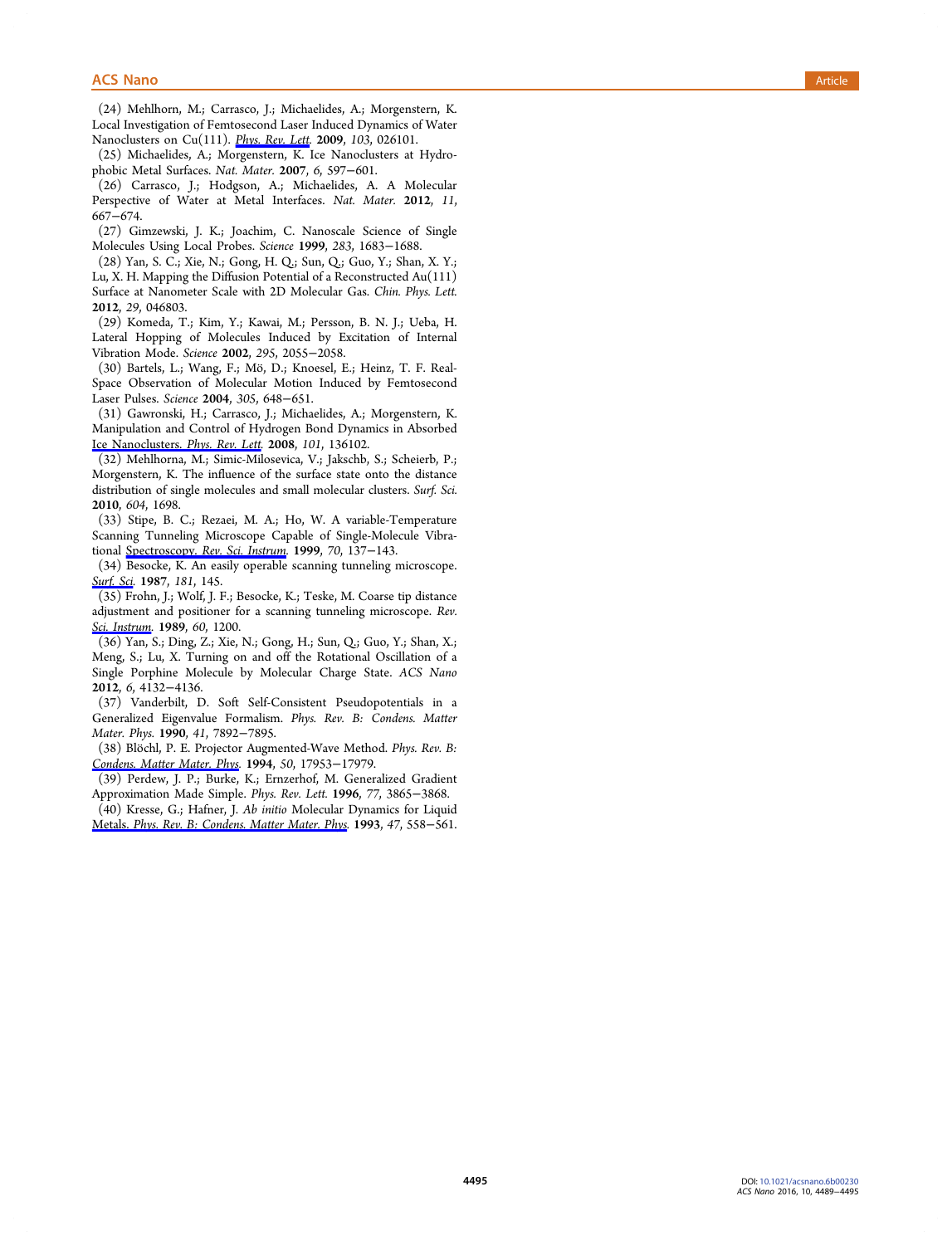(24) Mehlhorn, M.; Carrasco, J.; Michaelides, A.; Morgenstern, K. Local Investigation of Femtosecond Laser Induced Dynamics of Water Nanoclusters on Cu(111). *Phys. Rev. Lett.* **2009**, *103*, 026101.

(25) Michaelides, A.; Morgenstern, K. Ice Nanoclusters at Hydrophobic Metal Surfaces. *Nat. Mater.* **2007**, *6*, 597−601.

(26) Carrasco, J.; Hodgson, A.; Michaelides, A. A Molecular Perspective of Water at Metal Interfaces. *Nat. Mater.* **2012**, *11*, 667−674.

(27) Gimzewski, J. K.; Joachim, C. Nanoscale Science of Single Molecules Using Local Probes. *Science* **1999**, *283*, 1683−1688.

(28) Yan, S. C.; Xie, N.; Gong, H. Q.; Sun, Q.; Guo, Y.; Shan, X. Y.; Lu, X. H. Mapping the Diffusion Potential of a Reconstructed Au(111) Surface at Nanometer Scale with 2D Molecular Gas. *Chin. Phys. Lett.* **2012**, *29*, 046803.

(29) Komeda, T.; Kim, Y.; Kawai, M.; Persson, B. N. J.; Ueba, H. Lateral Hopping of Molecules Induced by Excitation of Internal Vibration Mode. *Science* **2002**, *295*, 2055−2058.

(30) Bartels, L.; Wang, F.; Mö, D.; Knoesel, E.; Heinz, T. F. Real-Space Observation of Molecular Motion Induced by Femtosecond Laser Pulses. *Science* **2004**, *305*, 648−651.

(31) Gawronski, H.; Carrasco, J.; Michaelides, A.; Morgenstern, K. Manipulation and Control of Hydrogen Bond Dynamics in Absorbed Ice Nanoclusters. *Phys. Rev. Lett.* **2008**, *101*, 136102.

(32) Mehlhorna, M.; Simic-Milosevica, V.; Jakschb, S.; Scheierb, P.; Morgenstern, K. The influence of the surface state onto the distance distribution of single molecules and small molecular clusters. *Surf. Sci.* **2010**, *604*, 1698.

(33) Stipe, B. C.; Rezaei, M. A.; Ho, W. A variable-Temperature Scanning Tunneling Microscope Capable of Single-Molecule Vibrational Spectroscopy. *Rev. Sci. Instrum.* **1999**, *70*, 137−143.

(34) Besocke, K. An easily operable scanning tunneling microscope. *Surf. Sci.* **1987**, *181*, 145.

(35) Frohn, J.; Wolf, J. F.; Besocke, K.; Teske, M. Coarse tip distance adjustment and positioner for a scanning tunneling microscope. *Rev. Sci. Instrum.* **1989**, *60*, 1200.

(36) Yan, S.; Ding, Z.; Xie, N.; Gong, H.; Sun, Q.; Guo, Y.; Shan, X.; Meng, S.; Lu, X. Turning on and off the Rotational Oscillation of a Single Porphine Molecule by Molecular Charge State. *ACS Nano* **2012**, *6*, 4132−4136.

(37) Vanderbilt, D. Soft Self-Consistent Pseudopotentials in a Generalized Eigenvalue Formalism. *Phys. Rev. B: Condens. Matter Mater. Phys.* **1990**, *41*, 7892−7895.

(38) Blöchl, P. E. Projector Augmented-Wave Method. *Phys. Rev. B: Condens. Matter Mater. Phys.* **1994**, *50*, 17953−17979.

(39) Perdew, J. P.; Burke, K.; Ernzerhof, M. Generalized Gradient Approximation Made Simple. *Phys. Rev. Lett.* **1996**, *77*, 3865−3868.

(40) Kresse, G.; Hafner, J. *Ab initio* Molecular Dynamics for Liquid Metals. *Phys. Rev. B: Condens. Matter Mater. Phys.* **1993**, *47*, 558−561.